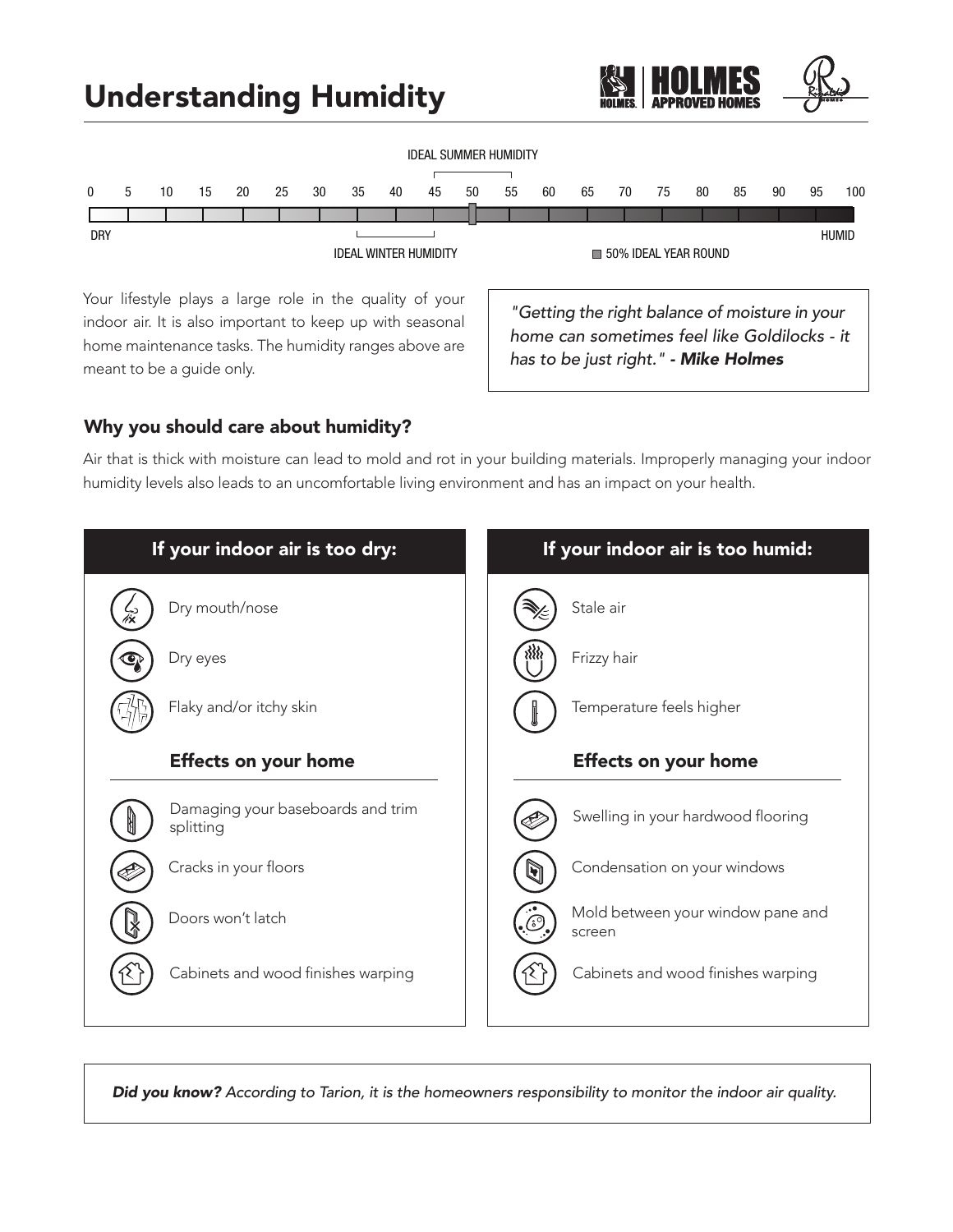# Understanding Humidity

HOLMES APPROVED HOMES

IDEAL SUMMER HUMIDITY

0 5 10 15 20 25 30 35 40 45 50 55 60 65 70 75 80 85 90 95 100

DRY HUMID

IDEAL WINTER HUMIDITY

50% IDEAL YEAR ROUND

Your lifestyle plays a large role in the quality of your indoor air. It is also important to keep up with seasonal home maintenance tasks. The humidity ranges above are meant to be a guide only.

*"Getting the right balance of moisture in your home can sometimes feel like Goldilocks - it has to be just right." **- Mike Holmes***

## Why you should care about humidity?

Air that is thick with moisture can lead to mold and rot in your building materials. Improperly managing your indoor humidity levels also leads to an uncomfortable living environment and has an impact on your health.

### If your indoor air is too dry:

- Dry mouth/nose
- Dry eyes
- Flaky and/or itchy skin

#### Effects on your home

- Damaging your baseboards and trim splitting
- Cracks in your floors
- Doors won't latch
- Cabinets and wood finishes warping

### If your indoor air is too humid:

- Stale air
- Frizzy hair
- Temperature feels higher

#### Effects on your home

- Swelling in your hardwood flooring
- Condensation on your windows
- Mold between your window pane and screen
- Cabinets and wood finishes warping

***Did you know?** According to Tarion, it is the homeowners responsibility to monitor the indoor air quality.*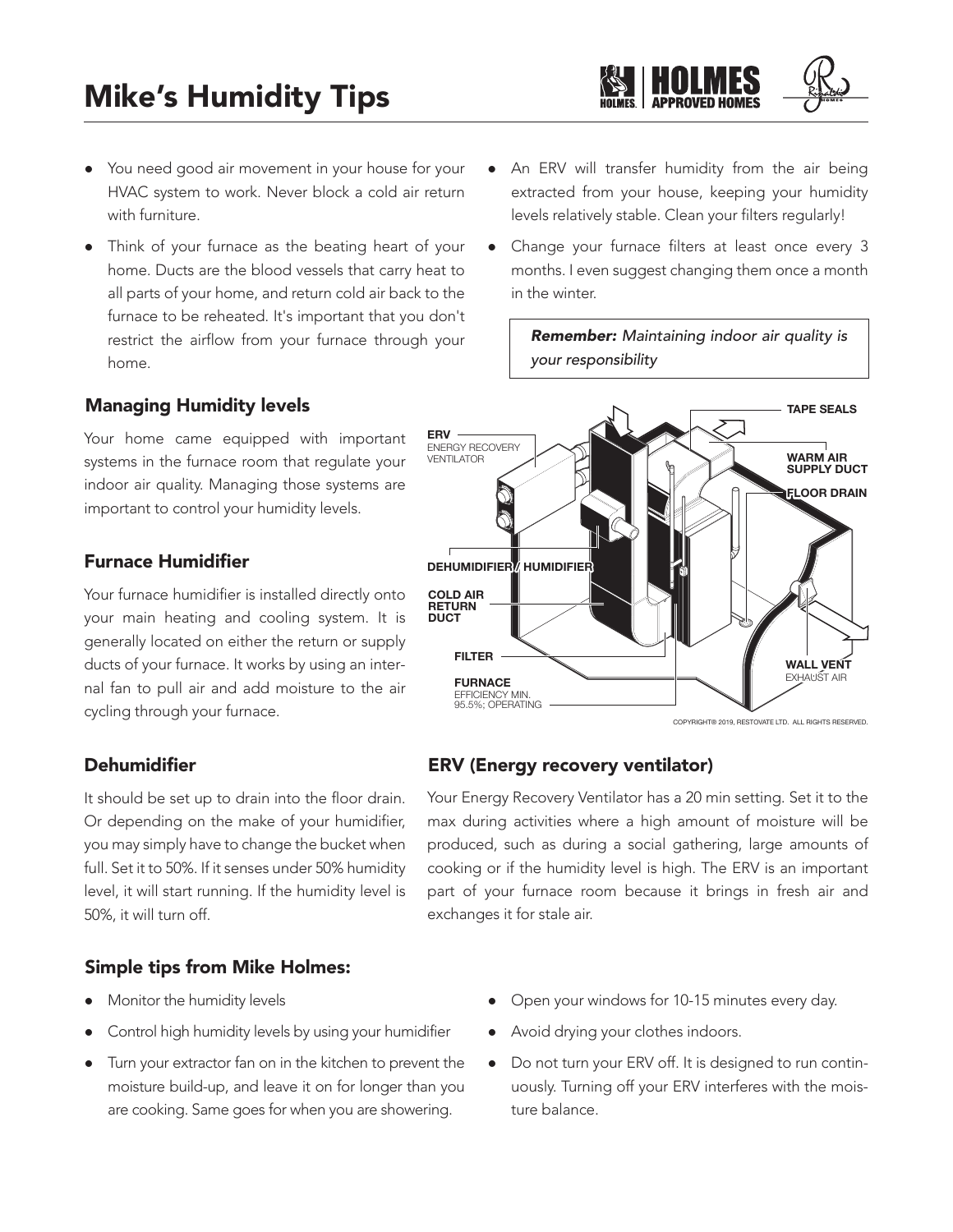# Mike's Humidity Tips

- You need good air movement in your house for your HVAC system to work. Never block a cold air return with furniture.
- Think of your furnace as the beating heart of your home. Ducts are the blood vessels that carry heat to all parts of your home, and return cold air back to the furnace to be reheated. It's important that you don't restrict the airflow from your furnace through your home.
- An ERV will transfer humidity from the air being extracted from your house, keeping your humidity levels relatively stable. Clean your filters regularly!
- Change your furnace filters at least once every 3 months. I even suggest changing them once a month in the winter.

> ***Remember:*** *Maintaining indoor air quality is your responsibility*

## Managing Humidity levels

Your home came equipped with important systems in the furnace room that regulate your indoor air quality. Managing those systems are important to control your humidity levels.

## Furnace Humidifier

Your furnace humidifier is installed directly onto your main heating and cooling system. It is generally located on either the return or supply ducts of your furnace. It works by using an internal fan to pull air and add moisture to the air cycling through your furnace.

ERV
ENERGY RECOVERY VENTILATOR
DEHUMIDIFIER / HUMIDIFIER
COLD AIR RETURN DUCT
FILTER
FURNACE
EFFICIENCY MIN. 95.5%; OPERATING
TAPE SEALS
WARM AIR SUPPLY DUCT
FLOOR DRAIN
WALL VENT
EXHAUST AIR

COPYRIGHT® 2019, RESTOVATE LTD. ALL RIGHTS RESERVED.

## Dehumidifier

It should be set up to drain into the floor drain. Or depending on the make of your humidifier, you may simply have to change the bucket when full. Set it to 50%. If it senses under 50% humidity level, it will start running. If the humidity level is 50%, it will turn off.

## ERV (Energy recovery ventilator)

Your Energy Recovery Ventilator has a 20 min setting. Set it to the max during activities where a high amount of moisture will be produced, such as during a social gathering, large amounts of cooking or if the humidity level is high. The ERV is an important part of your furnace room because it brings in fresh air and exchanges it for stale air.

## Simple tips from Mike Holmes:

- Monitor the humidity levels
- Control high humidity levels by using your humidifier
- Turn your extractor fan on in the kitchen to prevent the moisture build-up, and leave it on for longer than you are cooking. Same goes for when you are showering.
- Open your windows for 10-15 minutes every day.
- Avoid drying your clothes indoors.
- Do not turn your ERV off. It is designed to run continuously. Turning off your ERV interferes with the moisture balance.